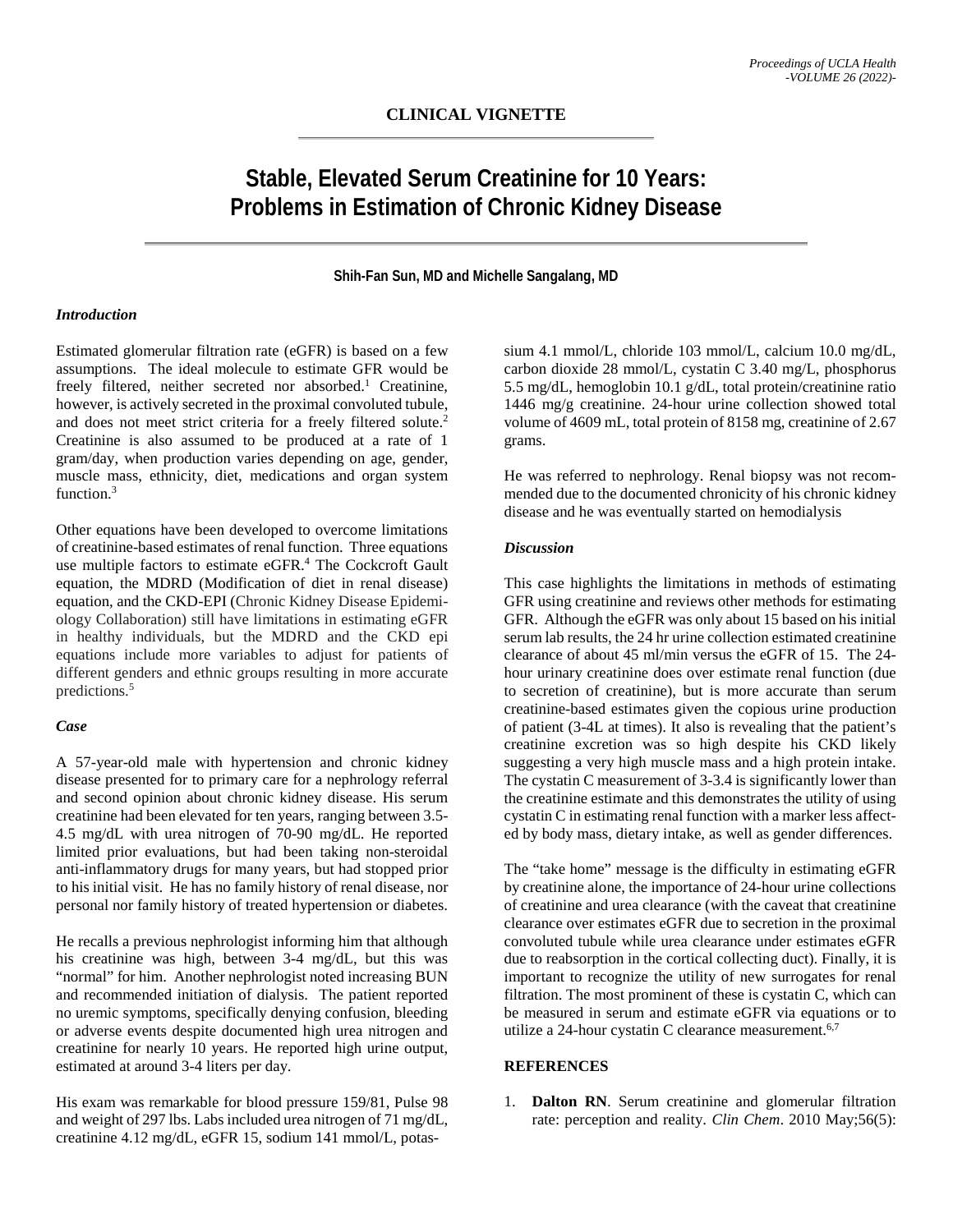## CLINICAL VIGNETTE

# Stable, Elevated Serum Creatinine for 10 Years: Problems in Estimation of Chronic Kidney Disease

**Shih-Fan Sun, MD and Michelle Sangalang, MD**

### *Introduction*

Estimated glomerular filtration rate (eGFR) is based on a few assumptions. The ideal molecule to estimate GFR would be freely filtered, neither secreted nor absorbed.[1] Creatinine, however, is actively secreted in the proximal convoluted tubule, and does not meet strict criteria for a freely filtered solute.[2] Creatinine is also assumed to be produced at a rate of 1 gram/day, when production varies depending on age, gender, muscle mass, ethnicity, diet, medications and organ system function.[3]

Other equations have been developed to overcome limitations of creatinine-based estimates of renal function. Three equations use multiple factors to estimate eGFR.[4] The Cockcroft Gault equation, the MDRD (Modification of diet in renal disease) equation, and the CKD-EPI (Chronic Kidney Disease Epidemiology Collaboration) still have limitations in estimating eGFR in healthy individuals, but the MDRD and the CKD epi equations include more variables to adjust for patients of different genders and ethnic groups resulting in more accurate predictions.[5]

### *Case*

A 57-year-old male with hypertension and chronic kidney disease presented for to primary care for a nephrology referral and second opinion about chronic kidney disease. His serum creatinine had been elevated for ten years, ranging between 3.5-4.5 mg/dL with urea nitrogen of 70-90 mg/dL. He reported limited prior evaluations, but had been taking non-steroidal anti-inflammatory drugs for many years, but had stopped prior to his initial visit. He has no family history of renal disease, nor personal nor family history of treated hypertension or diabetes.

He recalls a previous nephrologist informing him that although his creatinine was high, between 3-4 mg/dL, but this was "normal" for him. Another nephrologist noted increasing BUN and recommended initiation of dialysis. The patient reported no uremic symptoms, specifically denying confusion, bleeding or adverse events despite documented high urea nitrogen and creatinine for nearly 10 years. He reported high urine output, estimated at around 3-4 liters per day.

His exam was remarkable for blood pressure 159/81, Pulse 98 and weight of 297 lbs. Labs included urea nitrogen of 71 mg/dL, creatinine 4.12 mg/dL, eGFR 15, sodium 141 mmol/L, potassium 4.1 mmol/L, chloride 103 mmol/L, calcium 10.0 mg/dL, carbon dioxide 28 mmol/L, cystatin C 3.40 mg/L, phosphorus 5.5 mg/dL, hemoglobin 10.1 g/dL, total protein/creatinine ratio 1446 mg/g creatinine. 24-hour urine collection showed total volume of 4609 mL, total protein of 8158 mg, creatinine of 2.67 grams.

He was referred to nephrology. Renal biopsy was not recommended due to the documented chronicity of his chronic kidney disease and he was eventually started on hemodialysis

### *Discussion*

This case highlights the limitations in methods of estimating GFR using creatinine and reviews other methods for estimating GFR. Although the eGFR was only about 15 based on his initial serum lab results, the 24 hr urine collection estimated creatinine clearance of about 45 ml/min versus the eGFR of 15. The 24-hour urinary creatinine does over estimate renal function (due to secretion of creatinine), but is more accurate than serum creatinine-based estimates given the copious urine production of patient (3-4L at times). It also is revealing that the patient's creatinine excretion was so high despite his CKD likely suggesting a very high muscle mass and a high protein intake. The cystatin C measurement of 3-3.4 is significantly lower than the creatinine estimate and this demonstrates the utility of using cystatin C in estimating renal function with a marker less affected by body mass, dietary intake, as well as gender differences.

The "take home" message is the difficulty in estimating eGFR by creatinine alone, the importance of 24-hour urine collections of creatinine and urea clearance (with the caveat that creatinine clearance over estimates eGFR due to secretion in the proximal convoluted tubule while urea clearance under estimates eGFR due to reabsorption in the cortical collecting duct). Finally, it is important to recognize the utility of new surrogates for renal filtration. The most prominent of these is cystatin C, which can be measured in serum and estimate eGFR via equations or to utilize a 24-hour cystatin C clearance measurement.[6,7]

### REFERENCES

1. **Dalton RN**. Serum creatinine and glomerular filtration rate: perception and reality. *Clin Chem*. 2010 May;56(5):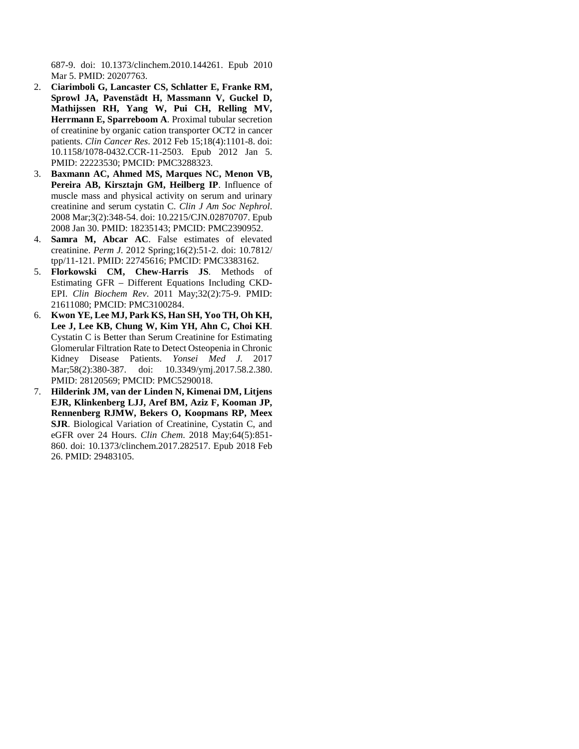687-9. doi: 10.1373/clinchem.2010.144261. Epub 2010 Mar 5. PMID: 20207763.

2. **Ciarimboli G, Lancaster CS, Schlatter E, Franke RM, Sprowl JA, Pavenstädt H, Massmann V, Guckel D, Mathijssen RH, Yang W, Pui CH, Relling MV, Herrmann E, Sparreboom A**. Proximal tubular secretion of creatinine by organic cation transporter OCT2 in cancer patients. *Clin Cancer Res*. 2012 Feb 15;18(4):1101-8. doi: 10.1158/1078-0432.CCR-11-2503. Epub 2012 Jan 5. PMID: 22223530; PMCID: PMC3288323.
3. **Baxmann AC, Ahmed MS, Marques NC, Menon VB, Pereira AB, Kirsztajn GM, Heilberg IP**. Influence of muscle mass and physical activity on serum and urinary creatinine and serum cystatin C. *Clin J Am Soc Nephrol*. 2008 Mar;3(2):348-54. doi: 10.2215/CJN.02870707. Epub 2008 Jan 30. PMID: 18235143; PMCID: PMC2390952.
4. **Samra M, Abcar AC**. False estimates of elevated creatinine. *Perm J*. 2012 Spring;16(2):51-2. doi: 10.7812/tpp/11-121. PMID: 22745616; PMCID: PMC3383162.
5. **Florkowski CM, Chew-Harris JS**. Methods of Estimating GFR – Different Equations Including CKD-EPI. *Clin Biochem Rev*. 2011 May;32(2):75-9. PMID: 21611080; PMCID: PMC3100284.
6. **Kwon YE, Lee MJ, Park KS, Han SH, Yoo TH, Oh KH, Lee J, Lee KB, Chung W, Kim YH, Ahn C, Choi KH**. Cystatin C is Better than Serum Creatinine for Estimating Glomerular Filtration Rate to Detect Osteopenia in Chronic Kidney Disease Patients. *Yonsei Med J*. 2017 Mar;58(2):380-387. doi: 10.3349/ymj.2017.58.2.380. PMID: 28120569; PMCID: PMC5290018.
7. **Hilderink JM, van der Linden N, Kimenai DM, Litjens EJR, Klinkenberg LJJ, Aref BM, Aziz F, Kooman JP, Rennenberg RJMW, Bekers O, Koopmans RP, Meex SJR**. Biological Variation of Creatinine, Cystatin C, and eGFR over 24 Hours. *Clin Chem*. 2018 May;64(5):851-860. doi: 10.1373/clinchem.2017.282517. Epub 2018 Feb 26. PMID: 29483105.